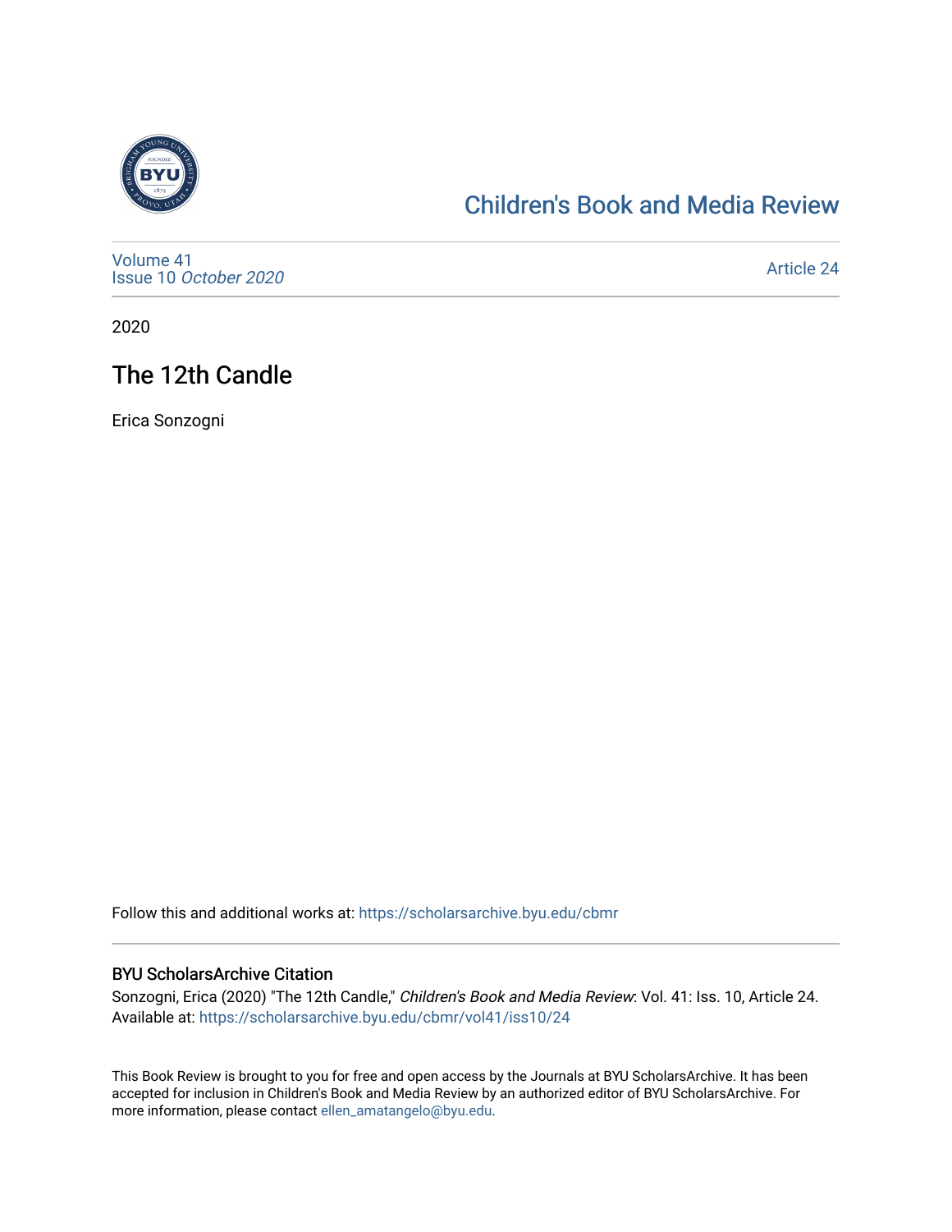Children's Book and Media Review

Volume 41
Issue 10 *October 2020*

Article 24

2020

# The 12th Candle

Erica Sonzogni

Follow this and additional works at: https://scholarsarchive.byu.edu/cbmr

### BYU ScholarsArchive Citation

Sonzogni, Erica (2020) "The 12th Candle," *Children's Book and Media Review*: Vol. 41: Iss. 10, Article 24. Available at: https://scholarsarchive.byu.edu/cbmr/vol41/iss10/24

This Book Review is brought to you for free and open access by the Journals at BYU ScholarsArchive. It has been accepted for inclusion in Children's Book and Media Review by an authorized editor of BYU ScholarsArchive. For more information, please contact ellen_amatangelo@byu.edu.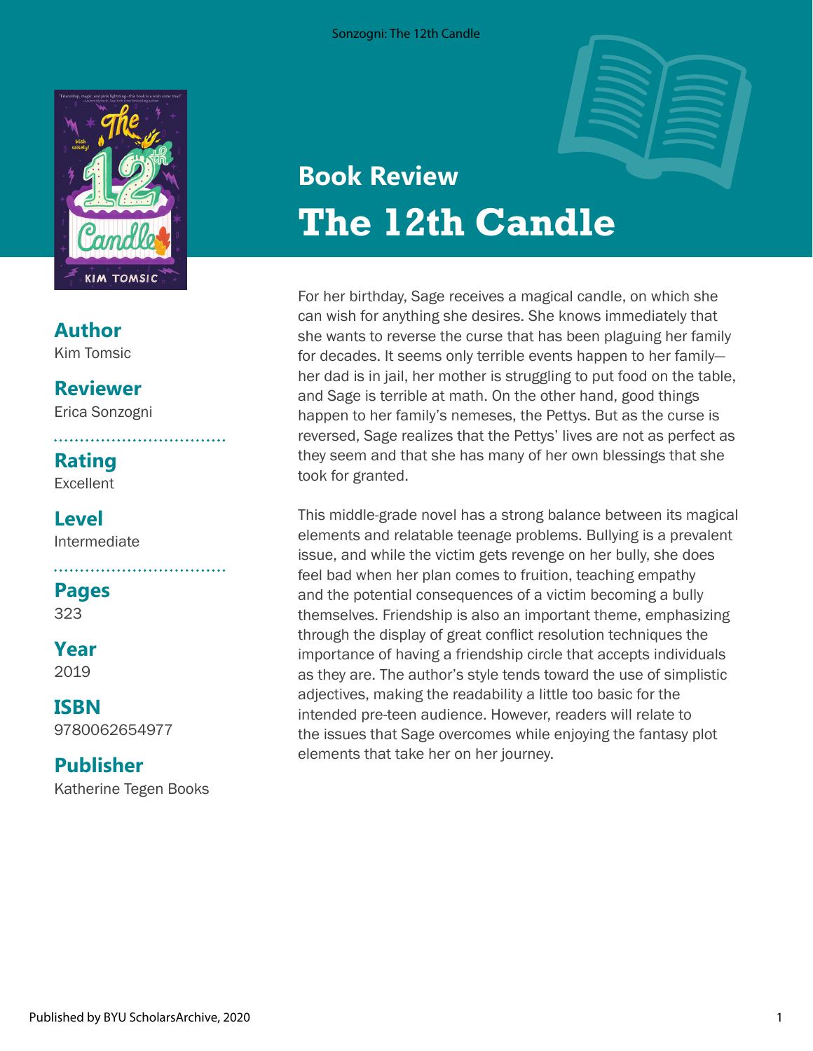## Book Review

# The 12th Candle

## Author
Kim Tomsic

## Reviewer
Erica Sonzogni

## Rating
Excellent

## Level
Intermediate

## Pages
323

## Year
2019

## ISBN
9780062654977

## Publisher
Katherine Tegen Books

For her birthday, Sage receives a magical candle, on which she can wish for anything she desires. She knows immediately that she wants to reverse the curse that has been plaguing her family for decades. It seems only terrible events happen to her family—her dad is in jail, her mother is struggling to put food on the table, and Sage is terrible at math. On the other hand, good things happen to her family's nemeses, the Pettys. But as the curse is reversed, Sage realizes that the Pettys' lives are not as perfect as they seem and that she has many of her own blessings that she took for granted.

This middle-grade novel has a strong balance between its magical elements and relatable teenage problems. Bullying is a prevalent issue, and while the victim gets revenge on her bully, she does feel bad when her plan comes to fruition, teaching empathy and the potential consequences of a victim becoming a bully themselves. Friendship is also an important theme, emphasizing through the display of great conflict resolution techniques the importance of having a friendship circle that accepts individuals as they are. The author's style tends toward the use of simplistic adjectives, making the readability a little too basic for the intended pre-teen audience. However, readers will relate to the issues that Sage overcomes while enjoying the fantasy plot elements that take her on her journey.